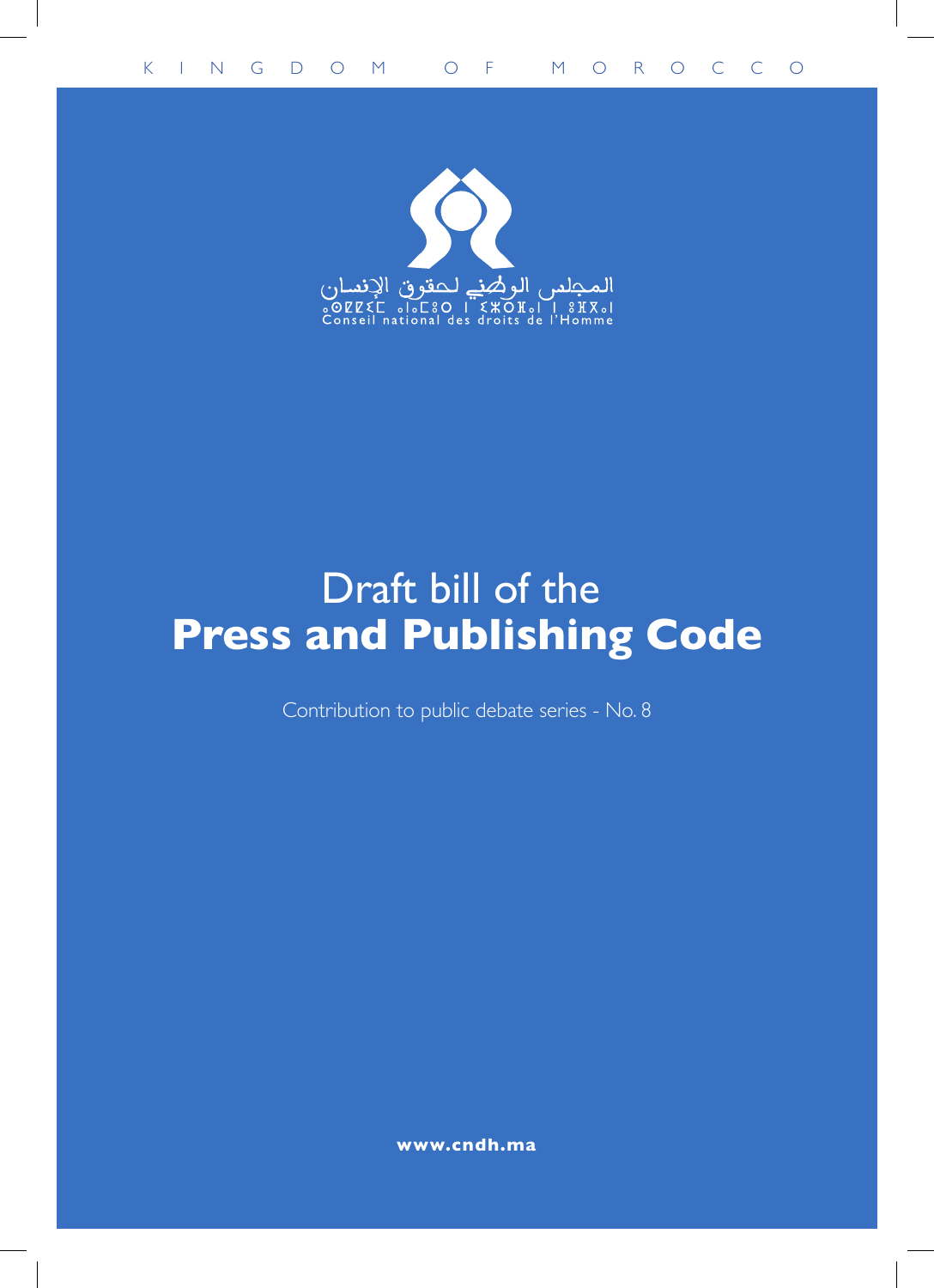KINGDOM OF MOROCCO

المجلس الوطني لحقوق الإنسان

Conseil national des droits de l'Homme

# Draft bill of the **Press and Publishing Code**

Contribution to public debate series - No. 8

**www.cndh.ma**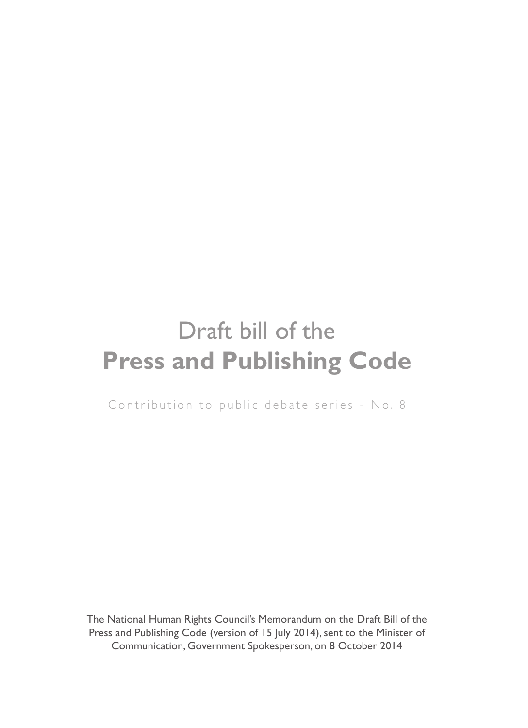# Draft bill of the **Press and Publishing Code**

Contribution to public debate series - No. 8

The National Human Rights Council's Memorandum on the Draft Bill of the Press and Publishing Code (version of 15 July 2014), sent to the Minister of Communication, Government Spokesperson, on 8 October 2014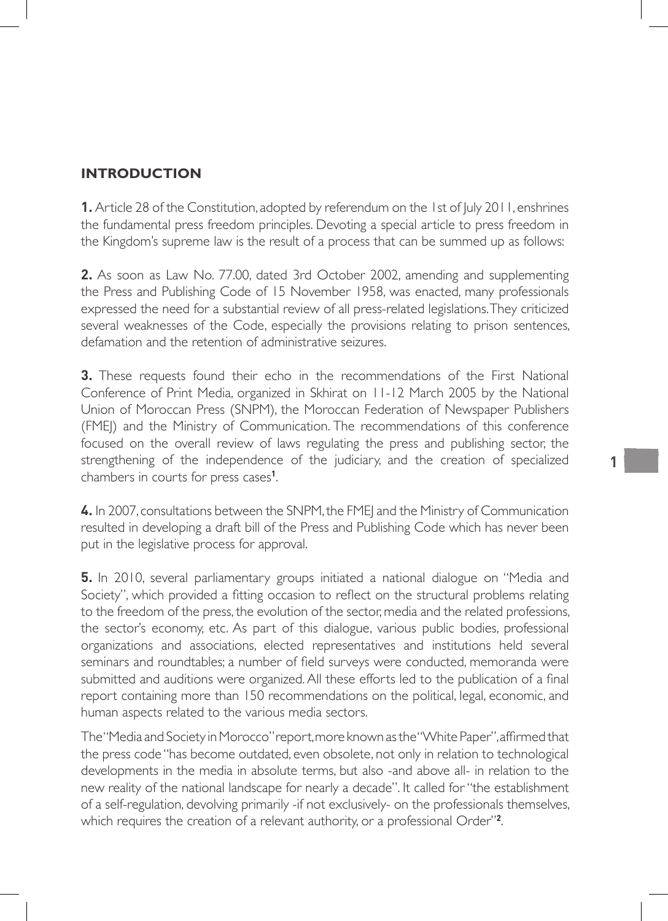## INTRODUCTION

**1.** Article 28 of the Constitution, adopted by referendum on the 1st of July 2011, enshrines the fundamental press freedom principles. Devoting a special article to press freedom in the Kingdom's supreme law is the result of a process that can be summed up as follows:

**2.** As soon as Law No. 77.00, dated 3rd October 2002, amending and supplementing the Press and Publishing Code of 15 November 1958, was enacted, many professionals expressed the need for a substantial review of all press-related legislations. They criticized several weaknesses of the Code, especially the provisions relating to prison sentences, defamation and the retention of administrative seizures.

**3.** These requests found their echo in the recommendations of the First National Conference of Print Media, organized in Skhirat on 11-12 March 2005 by the National Union of Moroccan Press (SNPM), the Moroccan Federation of Newspaper Publishers (FMEJ) and the Ministry of Communication. The recommendations of this conference focused on the overall review of laws regulating the press and publishing sector, the strengthening of the independence of the judiciary, and the creation of specialized chambers in courts for press cases[1].

**4.** In 2007, consultations between the SNPM, the FMEJ and the Ministry of Communication resulted in developing a draft bill of the Press and Publishing Code which has never been put in the legislative process for approval.

**5.** In 2010, several parliamentary groups initiated a national dialogue on "Media and Society", which provided a fitting occasion to reflect on the structural problems relating to the freedom of the press, the evolution of the sector, media and the related professions, the sector's economy, etc. As part of this dialogue, various public bodies, professional organizations and associations, elected representatives and institutions held several seminars and roundtables; a number of field surveys were conducted, memoranda were submitted and auditions were organized. All these efforts led to the publication of a final report containing more than 150 recommendations on the political, legal, economic, and human aspects related to the various media sectors.

The "Media and Society in Morocco" report, more known as the "White Paper", affirmed that the press code "has become outdated, even obsolete, not only in relation to technological developments in the media in absolute terms, but also -and above all- in relation to the new reality of the national landscape for nearly a decade". It called for "the establishment of a self-regulation, devolving primarily -if not exclusively- on the professionals themselves, which requires the creation of a relevant authority, or a professional Order"[2].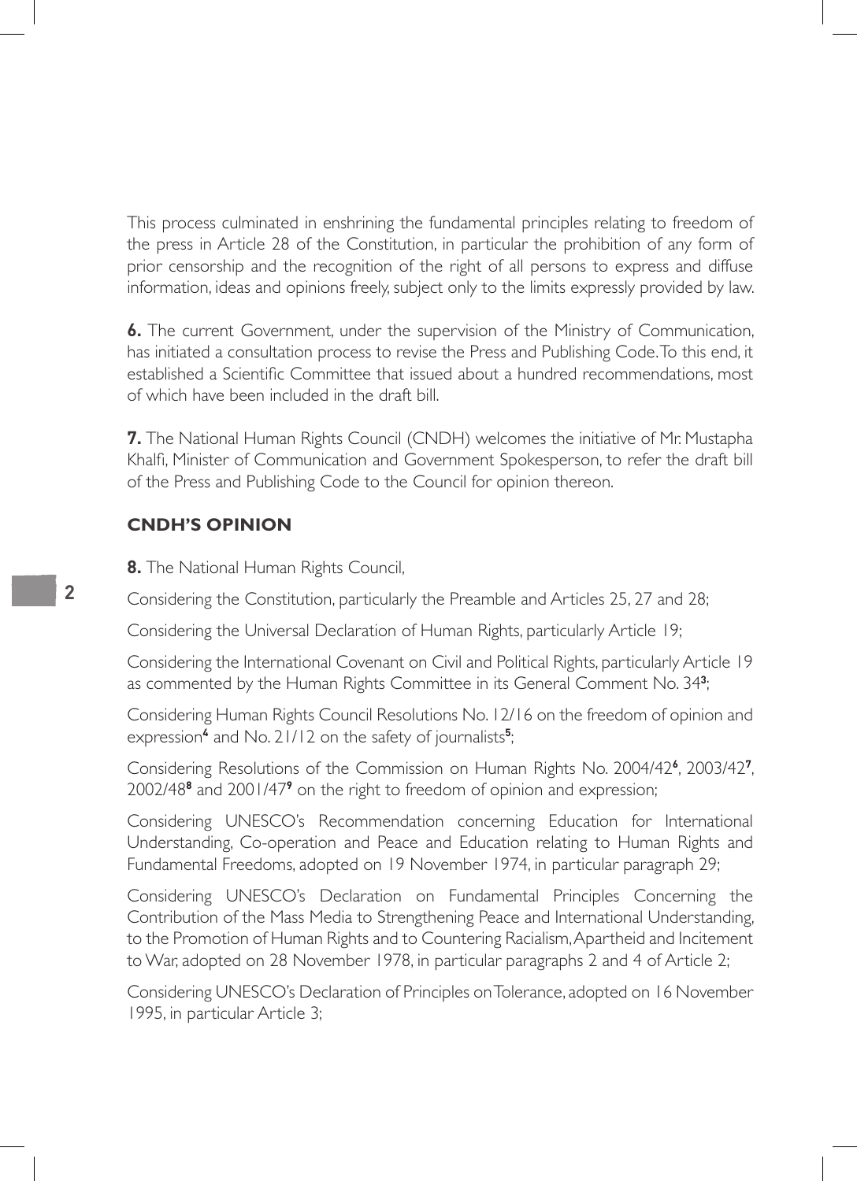This process culminated in enshrining the fundamental principles relating to freedom of the press in Article 28 of the Constitution, in particular the prohibition of any form of prior censorship and the recognition of the right of all persons to express and diffuse information, ideas and opinions freely, subject only to the limits expressly provided by law.

**6.** The current Government, under the supervision of the Ministry of Communication, has initiated a consultation process to revise the Press and Publishing Code. To this end, it established a Scientific Committee that issued about a hundred recommendations, most of which have been included in the draft bill.

**7.** The National Human Rights Council (CNDH) welcomes the initiative of Mr. Mustapha Khalfi, Minister of Communication and Government Spokesperson, to refer the draft bill of the Press and Publishing Code to the Council for opinion thereon.

## CNDH'S OPINION

**8.** The National Human Rights Council,

Considering the Constitution, particularly the Preamble and Articles 25, 27 and 28;

Considering the Universal Declaration of Human Rights, particularly Article 19;

Considering the International Covenant on Civil and Political Rights, particularly Article 19 as commented by the Human Rights Committee in its General Comment No. 34[3];

Considering Human Rights Council Resolutions No. 12/16 on the freedom of opinion and expression[4] and No. 21/12 on the safety of journalists[5];

Considering Resolutions of the Commission on Human Rights No. 2004/42[6], 2003/42[7], 2002/48[8] and 2001/47[9] on the right to freedom of opinion and expression;

Considering UNESCO's Recommendation concerning Education for International Understanding, Co-operation and Peace and Education relating to Human Rights and Fundamental Freedoms, adopted on 19 November 1974, in particular paragraph 29;

Considering UNESCO's Declaration on Fundamental Principles Concerning the Contribution of the Mass Media to Strengthening Peace and International Understanding, to the Promotion of Human Rights and to Countering Racialism, Apartheid and Incitement to War, adopted on 28 November 1978, in particular paragraphs 2 and 4 of Article 2;

Considering UNESCO's Declaration of Principles on Tolerance, adopted on 16 November 1995, in particular Article 3;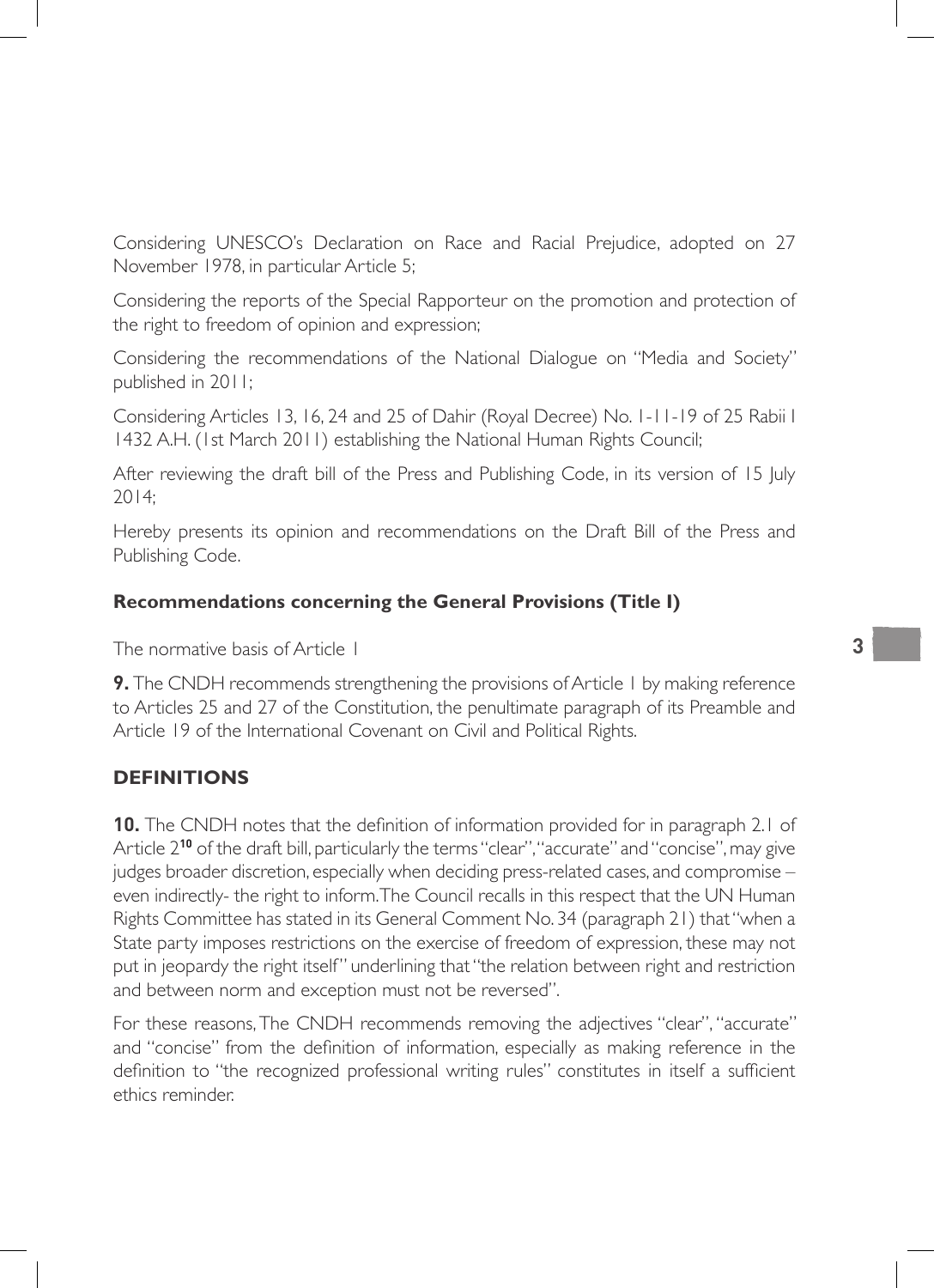Considering UNESCO's Declaration on Race and Racial Prejudice, adopted on 27 November 1978, in particular Article 5;

Considering the reports of the Special Rapporteur on the promotion and protection of the right to freedom of opinion and expression;

Considering the recommendations of the National Dialogue on "Media and Society" published in 2011;

Considering Articles 13, 16, 24 and 25 of Dahir (Royal Decree) No. 1-11-19 of 25 Rabii I 1432 A.H. (1st March 2011) establishing the National Human Rights Council;

After reviewing the draft bill of the Press and Publishing Code, in its version of 15 July 2014;

Hereby presents its opinion and recommendations on the Draft Bill of the Press and Publishing Code.

### Recommendations concerning the General Provisions (Title I)

The normative basis of Article 1

**9.** The CNDH recommends strengthening the provisions of Article 1 by making reference to Articles 25 and 27 of the Constitution, the penultimate paragraph of its Preamble and Article 19 of the International Covenant on Civil and Political Rights.

### DEFINITIONS

**10.** The CNDH notes that the definition of information provided for in paragraph 2.1 of Article 2[10] of the draft bill, particularly the terms "clear", "accurate" and "concise", may give judges broader discretion, especially when deciding press-related cases, and compromise – even indirectly- the right to inform. The Council recalls in this respect that the UN Human Rights Committee has stated in its General Comment No. 34 (paragraph 21) that "when a State party imposes restrictions on the exercise of freedom of expression, these may not put in jeopardy the right itself" underlining that "the relation between right and restriction and between norm and exception must not be reversed".

For these reasons, The CNDH recommends removing the adjectives "clear", "accurate" and "concise" from the definition of information, especially as making reference in the definition to "the recognized professional writing rules" constitutes in itself a sufficient ethics reminder.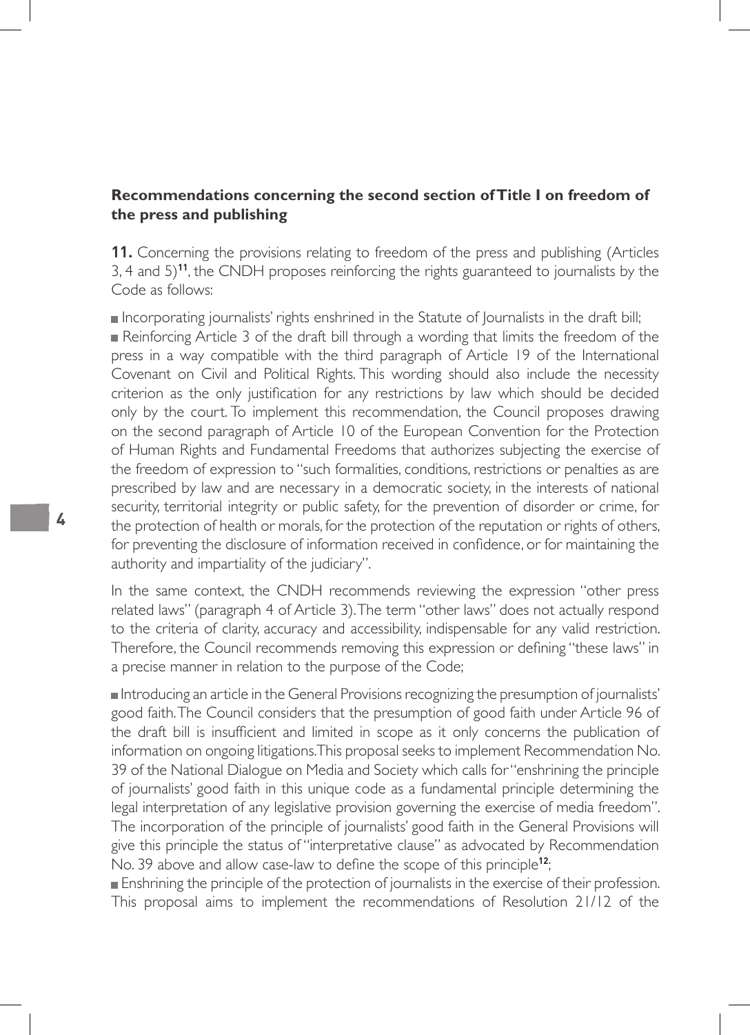**Recommendations concerning the second section of Title I on freedom of the press and publishing**

**11.** Concerning the provisions relating to freedom of the press and publishing (Articles 3, 4 and 5)[11], the CNDH proposes reinforcing the rights guaranteed to journalists by the Code as follows:

- Incorporating journalists' rights enshrined in the Statute of Journalists in the draft bill;
- Reinforcing Article 3 of the draft bill through a wording that limits the freedom of the press in a way compatible with the third paragraph of Article 19 of the International Covenant on Civil and Political Rights. This wording should also include the necessity criterion as the only justification for any restrictions by law which should be decided only by the court. To implement this recommendation, the Council proposes drawing on the second paragraph of Article 10 of the European Convention for the Protection of Human Rights and Fundamental Freedoms that authorizes subjecting the exercise of the freedom of expression to "such formalities, conditions, restrictions or penalties as are prescribed by law and are necessary in a democratic society, in the interests of national security, territorial integrity or public safety, for the prevention of disorder or crime, for the protection of health or morals, for the protection of the reputation or rights of others, for preventing the disclosure of information received in confidence, or for maintaining the authority and impartiality of the judiciary".

  In the same context, the CNDH recommends reviewing the expression "other press related laws" (paragraph 4 of Article 3). The term "other laws" does not actually respond to the criteria of clarity, accuracy and accessibility, indispensable for any valid restriction. Therefore, the Council recommends removing this expression or defining "these laws" in a precise manner in relation to the purpose of the Code;

- Introducing an article in the General Provisions recognizing the presumption of journalists' good faith. The Council considers that the presumption of good faith under Article 96 of the draft bill is insufficient and limited in scope as it only concerns the publication of information on ongoing litigations. This proposal seeks to implement Recommendation No. 39 of the National Dialogue on Media and Society which calls for "enshrining the principle of journalists' good faith in this unique code as a fundamental principle determining the legal interpretation of any legislative provision governing the exercise of media freedom". The incorporation of the principle of journalists' good faith in the General Provisions will give this principle the status of "interpretative clause" as advocated by Recommendation No. 39 above and allow case-law to define the scope of this principle[12];
- Enshrining the principle of the protection of journalists in the exercise of their profession. This proposal aims to implement the recommendations of Resolution 21/12 of the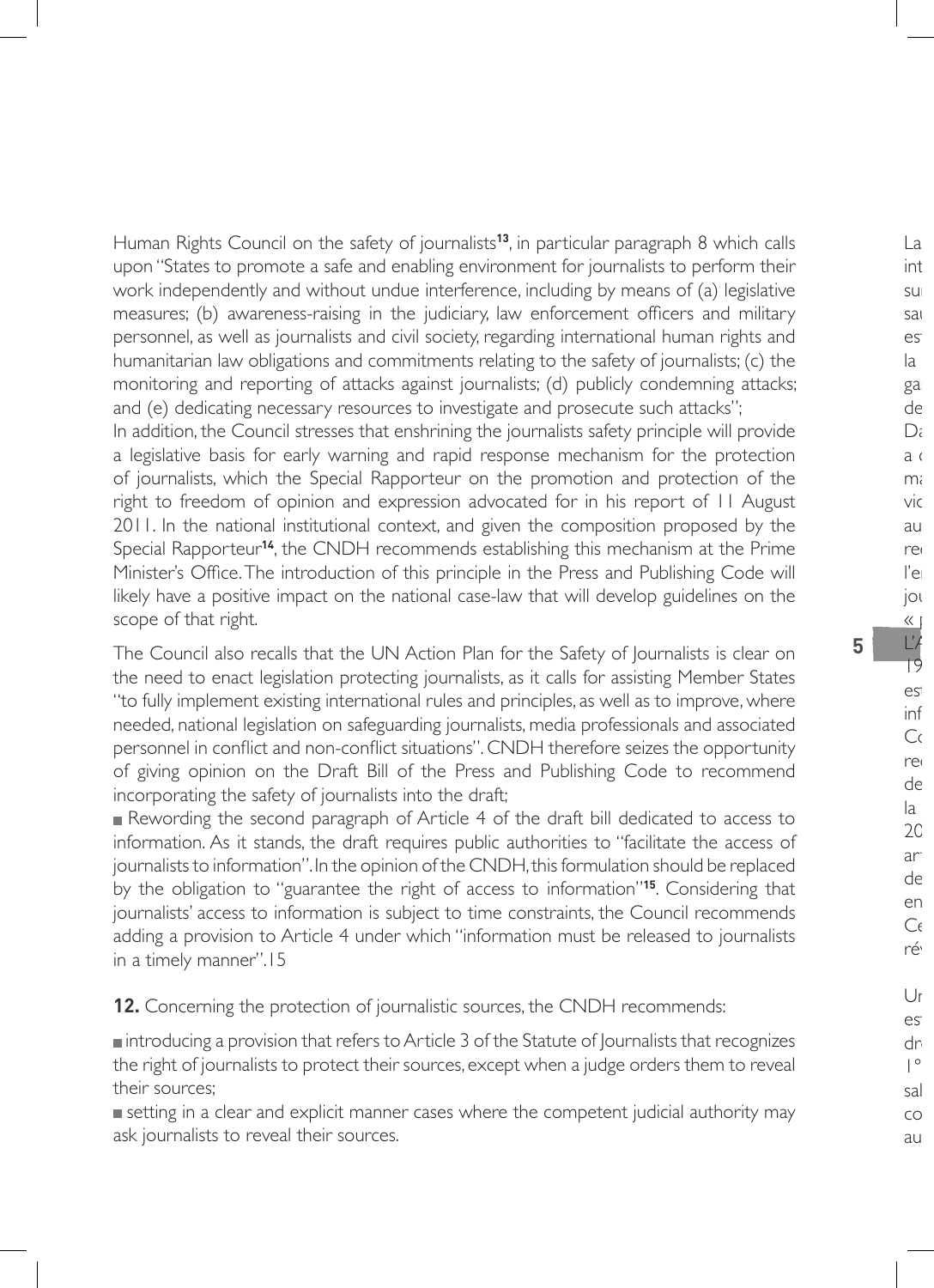Human Rights Council on the safety of journalists[13], in particular paragraph 8 which calls upon "States to promote a safe and enabling environment for journalists to perform their work independently and without undue interference, including by means of (a) legislative measures; (b) awareness-raising in the judiciary, law enforcement officers and military personnel, as well as journalists and civil society, regarding international human rights and humanitarian law obligations and commitments relating to the safety of journalists; (c) the monitoring and reporting of attacks against journalists; (d) publicly condemning attacks; and (e) dedicating necessary resources to investigate and prosecute such attacks";

In addition, the Council stresses that enshrining the journalists safety principle will provide a legislative basis for early warning and rapid response mechanism for the protection of journalists, which the Special Rapporteur on the promotion and protection of the right to freedom of opinion and expression advocated for in his report of 11 August 2011. In the national institutional context, and given the composition proposed by the Special Rapporteur[14], the CNDH recommends establishing this mechanism at the Prime Minister's Office. The introduction of this principle in the Press and Publishing Code will likely have a positive impact on the national case-law that will develop guidelines on the scope of that right.

The Council also recalls that the UN Action Plan for the Safety of Journalists is clear on the need to enact legislation protecting journalists, as it calls for assisting Member States "to fully implement existing international rules and principles, as well as to improve, where needed, national legislation on safeguarding journalists, media professionals and associated personnel in conflict and non-conflict situations". CNDH therefore seizes the opportunity of giving opinion on the Draft Bill of the Press and Publishing Code to recommend incorporating the safety of journalists into the draft;

- Rewording the second paragraph of Article 4 of the draft bill dedicated to access to information. As it stands, the draft requires public authorities to "facilitate the access of journalists to information". In the opinion of the CNDH, this formulation should be replaced by the obligation to "guarantee the right of access to information"[15]. Considering that journalists' access to information is subject to time constraints, the Council recommends adding a provision to Article 4 under which "information must be released to journalists in a timely manner".15

**12.** Concerning the protection of journalistic sources, the CNDH recommends:

- introducing a provision that refers to Article 3 of the Statute of Journalists that recognizes the right of journalists to protect their sources, except when a judge orders them to reveal their sources;
- setting in a clear and explicit manner cases where the competent judicial authority may ask journalists to reveal their sources.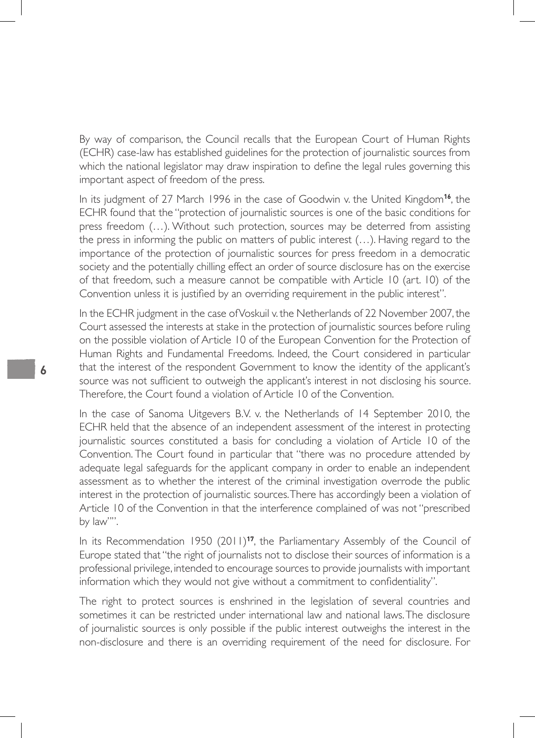By way of comparison, the Council recalls that the European Court of Human Rights (ECHR) case-law has established guidelines for the protection of journalistic sources from which the national legislator may draw inspiration to define the legal rules governing this important aspect of freedom of the press.

In its judgment of 27 March 1996 in the case of Goodwin v. the United Kingdom[16], the ECHR found that the "protection of journalistic sources is one of the basic conditions for press freedom (…). Without such protection, sources may be deterred from assisting the press in informing the public on matters of public interest (…). Having regard to the importance of the protection of journalistic sources for press freedom in a democratic society and the potentially chilling effect an order of source disclosure has on the exercise of that freedom, such a measure cannot be compatible with Article 10 (art. 10) of the Convention unless it is justified by an overriding requirement in the public interest".

In the ECHR judgment in the case of Voskuil v. the Netherlands of 22 November 2007, the Court assessed the interests at stake in the protection of journalistic sources before ruling on the possible violation of Article 10 of the European Convention for the Protection of Human Rights and Fundamental Freedoms. Indeed, the Court considered in particular that the interest of the respondent Government to know the identity of the applicant's source was not sufficient to outweigh the applicant's interest in not disclosing his source. Therefore, the Court found a violation of Article 10 of the Convention.

In the case of Sanoma Uitgevers B.V. v. the Netherlands of 14 September 2010, the ECHR held that the absence of an independent assessment of the interest in protecting journalistic sources constituted a basis for concluding a violation of Article 10 of the Convention. The Court found in particular that "there was no procedure attended by adequate legal safeguards for the applicant company in order to enable an independent assessment as to whether the interest of the criminal investigation overrode the public interest in the protection of journalistic sources. There has accordingly been a violation of Article 10 of the Convention in that the interference complained of was not "prescribed by law"".

In its Recommendation 1950 (2011)[17], the Parliamentary Assembly of the Council of Europe stated that "the right of journalists not to disclose their sources of information is a professional privilege, intended to encourage sources to provide journalists with important information which they would not give without a commitment to confidentiality".

The right to protect sources is enshrined in the legislation of several countries and sometimes it can be restricted under international law and national laws. The disclosure of journalistic sources is only possible if the public interest outweighs the interest in the non-disclosure and there is an overriding requirement of the need for disclosure. For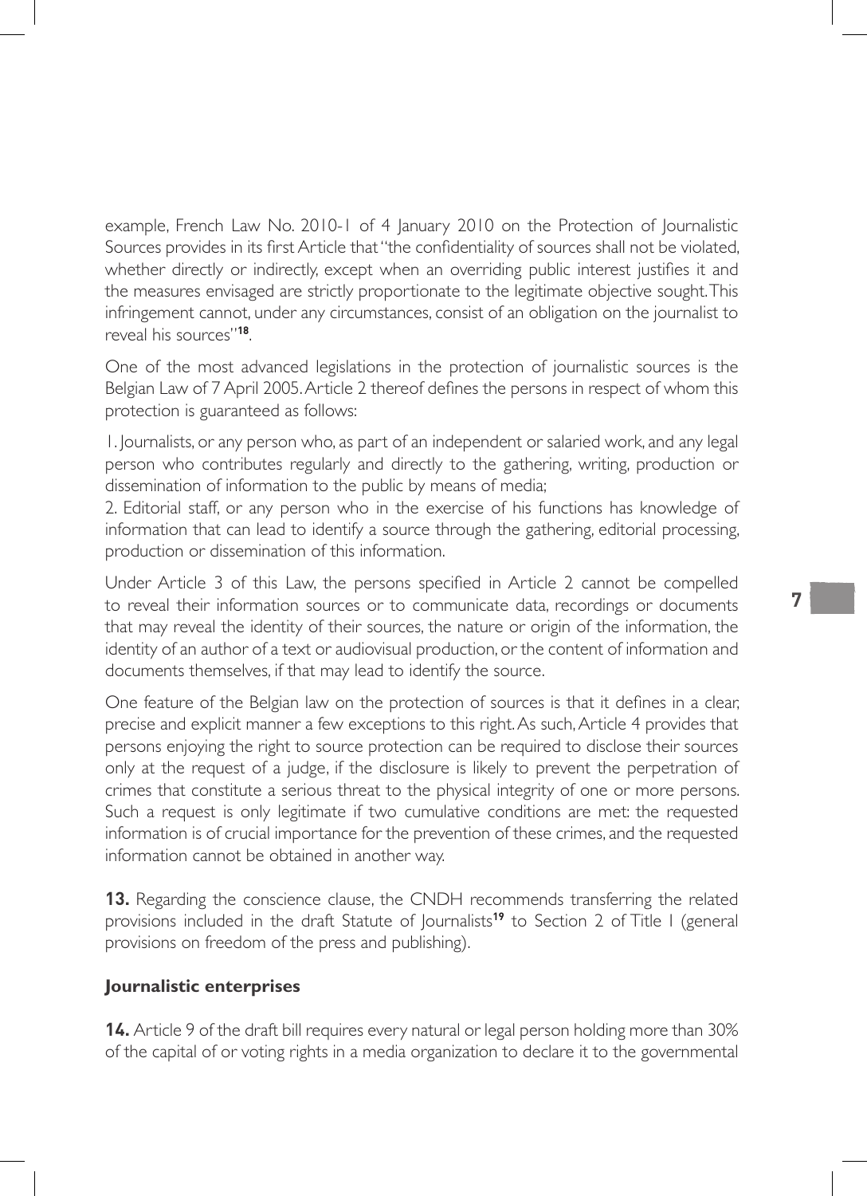example, French Law No. 2010-1 of 4 January 2010 on the Protection of Journalistic Sources provides in its first Article that "the confidentiality of sources shall not be violated, whether directly or indirectly, except when an overriding public interest justifies it and the measures envisaged are strictly proportionate to the legitimate objective sought. This infringement cannot, under any circumstances, consist of an obligation on the journalist to reveal his sources"[18].

One of the most advanced legislations in the protection of journalistic sources is the Belgian Law of 7 April 2005. Article 2 thereof defines the persons in respect of whom this protection is guaranteed as follows:

1. Journalists, or any person who, as part of an independent or salaried work, and any legal person who contributes regularly and directly to the gathering, writing, production or dissemination of information to the public by means of media;
2. Editorial staff, or any person who in the exercise of his functions has knowledge of information that can lead to identify a source through the gathering, editorial processing, production or dissemination of this information.

Under Article 3 of this Law, the persons specified in Article 2 cannot be compelled to reveal their information sources or to communicate data, recordings or documents that may reveal the identity of their sources, the nature or origin of the information, the identity of an author of a text or audiovisual production, or the content of information and documents themselves, if that may lead to identify the source.

One feature of the Belgian law on the protection of sources is that it defines in a clear, precise and explicit manner a few exceptions to this right. As such, Article 4 provides that persons enjoying the right to source protection can be required to disclose their sources only at the request of a judge, if the disclosure is likely to prevent the perpetration of crimes that constitute a serious threat to the physical integrity of one or more persons. Such a request is only legitimate if two cumulative conditions are met: the requested information is of crucial importance for the prevention of these crimes, and the requested information cannot be obtained in another way.

**13.** Regarding the conscience clause, the CNDH recommends transferring the related provisions included in the draft Statute of Journalists[19] to Section 2 of Title I (general provisions on freedom of the press and publishing).

**Journalistic enterprises**

**14.** Article 9 of the draft bill requires every natural or legal person holding more than 30% of the capital of or voting rights in a media organization to declare it to the governmental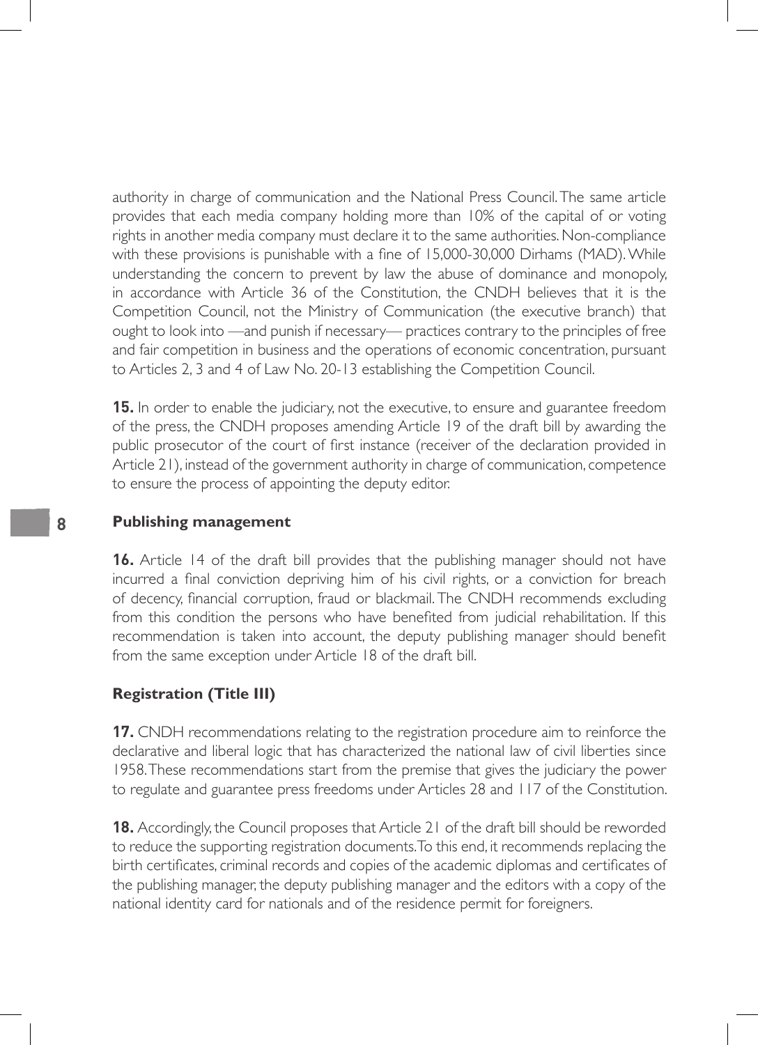authority in charge of communication and the National Press Council. The same article provides that each media company holding more than 10% of the capital of or voting rights in another media company must declare it to the same authorities. Non-compliance with these provisions is punishable with a fine of 15,000-30,000 Dirhams (MAD). While understanding the concern to prevent by law the abuse of dominance and monopoly, in accordance with Article 36 of the Constitution, the CNDH believes that it is the Competition Council, not the Ministry of Communication (the executive branch) that ought to look into —and punish if necessary— practices contrary to the principles of free and fair competition in business and the operations of economic concentration, pursuant to Articles 2, 3 and 4 of Law No. 20-13 establishing the Competition Council.

**15.** In order to enable the judiciary, not the executive, to ensure and guarantee freedom of the press, the CNDH proposes amending Article 19 of the draft bill by awarding the public prosecutor of the court of first instance (receiver of the declaration provided in Article 21), instead of the government authority in charge of communication, competence to ensure the process of appointing the deputy editor.

### Publishing management

**16.** Article 14 of the draft bill provides that the publishing manager should not have incurred a final conviction depriving him of his civil rights, or a conviction for breach of decency, financial corruption, fraud or blackmail. The CNDH recommends excluding from this condition the persons who have benefited from judicial rehabilitation. If this recommendation is taken into account, the deputy publishing manager should benefit from the same exception under Article 18 of the draft bill.

### Registration (Title III)

**17.** CNDH recommendations relating to the registration procedure aim to reinforce the declarative and liberal logic that has characterized the national law of civil liberties since 1958. These recommendations start from the premise that gives the judiciary the power to regulate and guarantee press freedoms under Articles 28 and 117 of the Constitution.

**18.** Accordingly, the Council proposes that Article 21 of the draft bill should be reworded to reduce the supporting registration documents. To this end, it recommends replacing the birth certificates, criminal records and copies of the academic diplomas and certificates of the publishing manager, the deputy publishing manager and the editors with a copy of the national identity card for nationals and of the residence permit for foreigners.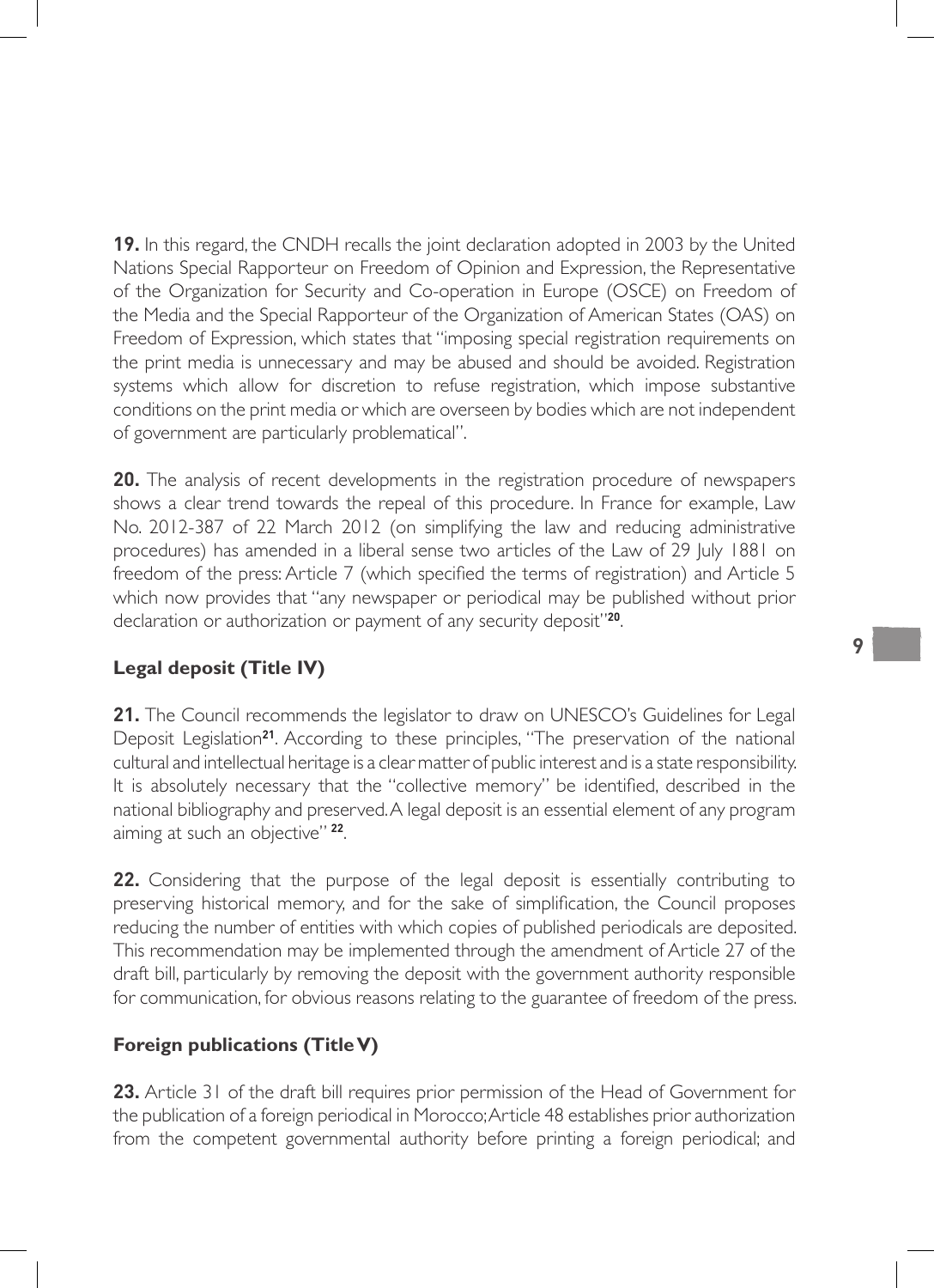**19.** In this regard, the CNDH recalls the joint declaration adopted in 2003 by the United Nations Special Rapporteur on Freedom of Opinion and Expression, the Representative of the Organization for Security and Co-operation in Europe (OSCE) on Freedom of the Media and the Special Rapporteur of the Organization of American States (OAS) on Freedom of Expression, which states that "imposing special registration requirements on the print media is unnecessary and may be abused and should be avoided. Registration systems which allow for discretion to refuse registration, which impose substantive conditions on the print media or which are overseen by bodies which are not independent of government are particularly problematical".

**20.** The analysis of recent developments in the registration procedure of newspapers shows a clear trend towards the repeal of this procedure. In France for example, Law No. 2012-387 of 22 March 2012 (on simplifying the law and reducing administrative procedures) has amended in a liberal sense two articles of the Law of 29 July 1881 on freedom of the press: Article 7 (which specified the terms of registration) and Article 5 which now provides that "any newspaper or periodical may be published without prior declaration or authorization or payment of any security deposit"[20].

### Legal deposit (Title IV)

**21.** The Council recommends the legislator to draw on UNESCO's Guidelines for Legal Deposit Legislation[21]. According to these principles, "The preservation of the national cultural and intellectual heritage is a clear matter of public interest and is a state responsibility. It is absolutely necessary that the "collective memory" be identified, described in the national bibliography and preserved. A legal deposit is an essential element of any program aiming at such an objective" [22].

**22.** Considering that the purpose of the legal deposit is essentially contributing to preserving historical memory, and for the sake of simplification, the Council proposes reducing the number of entities with which copies of published periodicals are deposited. This recommendation may be implemented through the amendment of Article 27 of the draft bill, particularly by removing the deposit with the government authority responsible for communication, for obvious reasons relating to the guarantee of freedom of the press.

### Foreign publications (Title V)

**23.** Article 31 of the draft bill requires prior permission of the Head of Government for the publication of a foreign periodical in Morocco; Article 48 establishes prior authorization from the competent governmental authority before printing a foreign periodical; and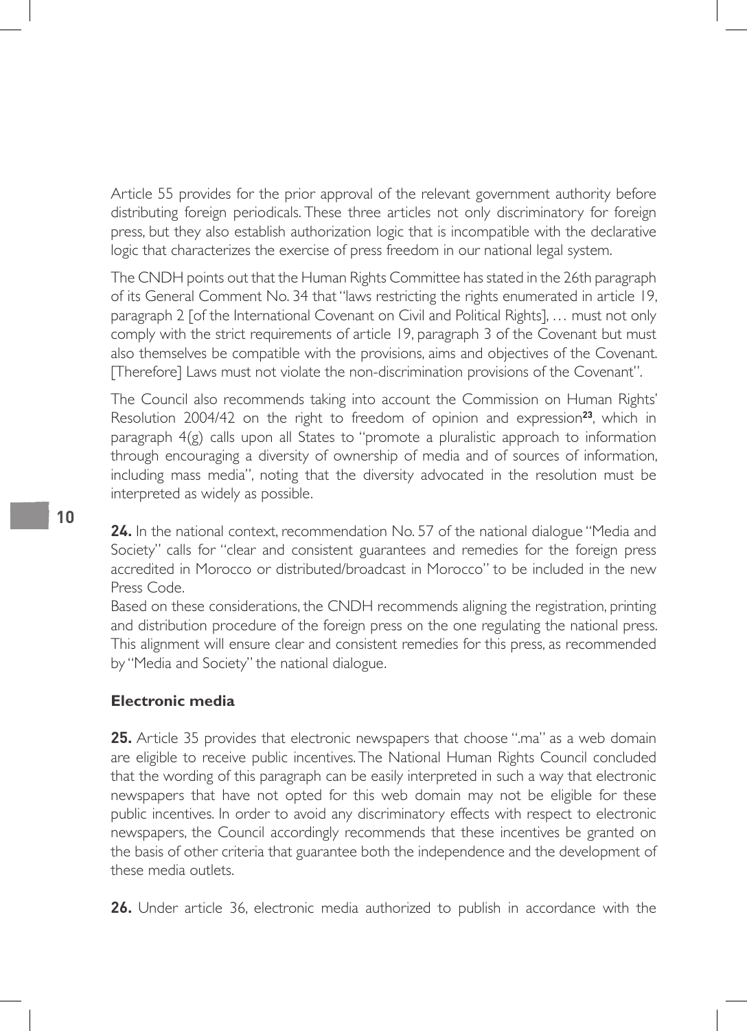Article 55 provides for the prior approval of the relevant government authority before distributing foreign periodicals. These three articles not only discriminatory for foreign press, but they also establish authorization logic that is incompatible with the declarative logic that characterizes the exercise of press freedom in our national legal system.

The CNDH points out that the Human Rights Committee has stated in the 26th paragraph of its General Comment No. 34 that "laws restricting the rights enumerated in article 19, paragraph 2 [of the International Covenant on Civil and Political Rights], … must not only comply with the strict requirements of article 19, paragraph 3 of the Covenant but must also themselves be compatible with the provisions, aims and objectives of the Covenant. [Therefore] Laws must not violate the non-discrimination provisions of the Covenant".

The Council also recommends taking into account the Commission on Human Rights' Resolution 2004/42 on the right to freedom of opinion and expression[23], which in paragraph 4(g) calls upon all States to "promote a pluralistic approach to information through encouraging a diversity of ownership of media and of sources of information, including mass media", noting that the diversity advocated in the resolution must be interpreted as widely as possible.

**24.** In the national context, recommendation No. 57 of the national dialogue "Media and Society" calls for "clear and consistent guarantees and remedies for the foreign press accredited in Morocco or distributed/broadcast in Morocco" to be included in the new Press Code.

Based on these considerations, the CNDH recommends aligning the registration, printing and distribution procedure of the foreign press on the one regulating the national press. This alignment will ensure clear and consistent remedies for this press, as recommended by "Media and Society" the national dialogue.

### Electronic media

**25.** Article 35 provides that electronic newspapers that choose ".ma" as a web domain are eligible to receive public incentives. The National Human Rights Council concluded that the wording of this paragraph can be easily interpreted in such a way that electronic newspapers that have not opted for this web domain may not be eligible for these public incentives. In order to avoid any discriminatory effects with respect to electronic newspapers, the Council accordingly recommends that these incentives be granted on the basis of other criteria that guarantee both the independence and the development of these media outlets.

**26.** Under article 36, electronic media authorized to publish in accordance with the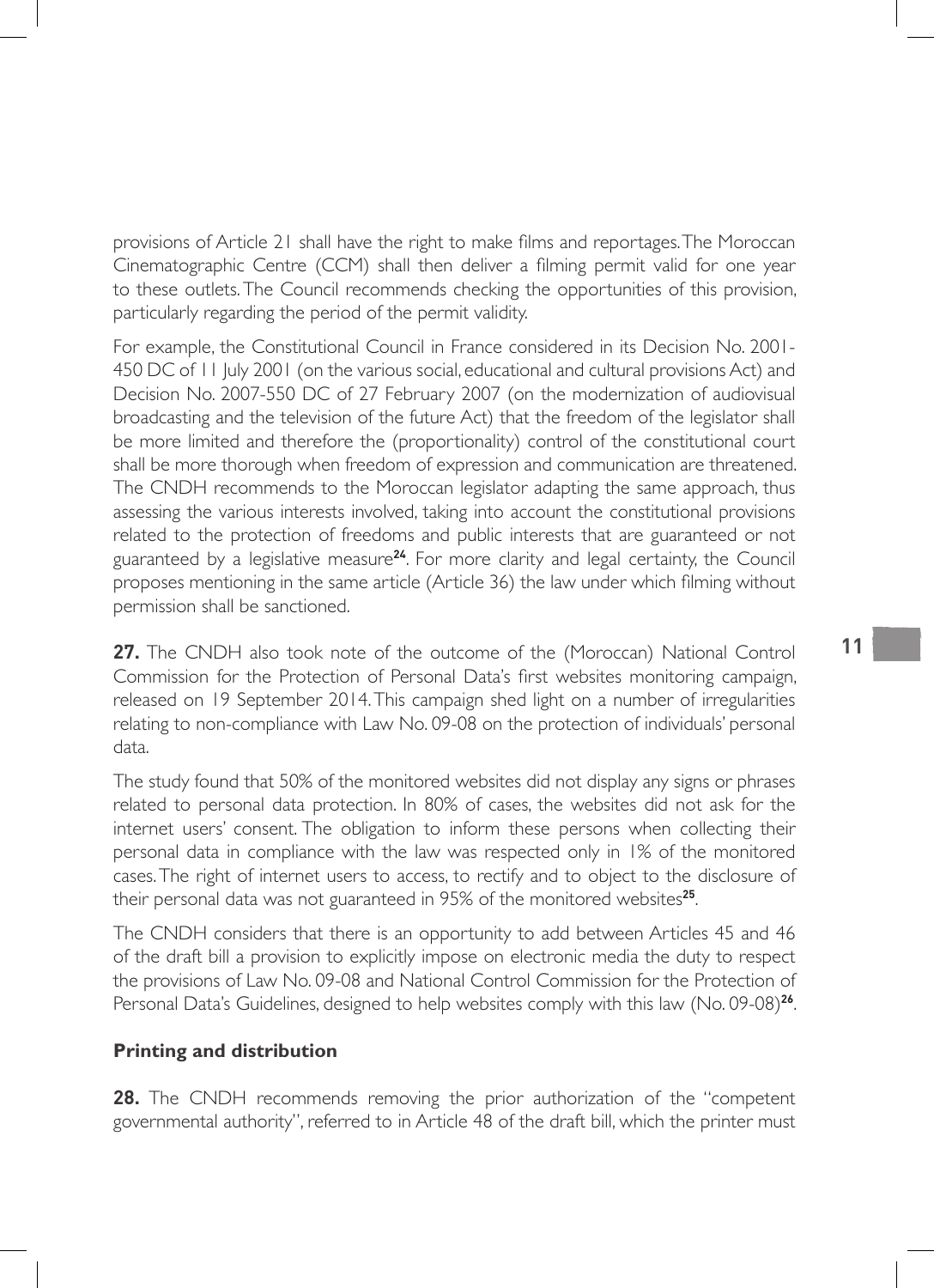provisions of Article 21 shall have the right to make films and reportages. The Moroccan Cinematographic Centre (CCM) shall then deliver a filming permit valid for one year to these outlets. The Council recommends checking the opportunities of this provision, particularly regarding the period of the permit validity.

For example, the Constitutional Council in France considered in its Decision No. 2001-450 DC of 11 July 2001 (on the various social, educational and cultural provisions Act) and Decision No. 2007-550 DC of 27 February 2007 (on the modernization of audiovisual broadcasting and the television of the future Act) that the freedom of the legislator shall be more limited and therefore the (proportionality) control of the constitutional court shall be more thorough when freedom of expression and communication are threatened. The CNDH recommends to the Moroccan legislator adapting the same approach, thus assessing the various interests involved, taking into account the constitutional provisions related to the protection of freedoms and public interests that are guaranteed or not guaranteed by a legislative measure[24]. For more clarity and legal certainty, the Council proposes mentioning in the same article (Article 36) the law under which filming without permission shall be sanctioned.

**27.** The CNDH also took note of the outcome of the (Moroccan) National Control Commission for the Protection of Personal Data's first websites monitoring campaign, released on 19 September 2014. This campaign shed light on a number of irregularities relating to non-compliance with Law No. 09-08 on the protection of individuals' personal data.

The study found that 50% of the monitored websites did not display any signs or phrases related to personal data protection. In 80% of cases, the websites did not ask for the internet users' consent. The obligation to inform these persons when collecting their personal data in compliance with the law was respected only in 1% of the monitored cases. The right of internet users to access, to rectify and to object to the disclosure of their personal data was not guaranteed in 95% of the monitored websites[25].

The CNDH considers that there is an opportunity to add between Articles 45 and 46 of the draft bill a provision to explicitly impose on electronic media the duty to respect the provisions of Law No. 09-08 and National Control Commission for the Protection of Personal Data's Guidelines, designed to help websites comply with this law (No. 09-08)[26].

**Printing and distribution**

**28.** The CNDH recommends removing the prior authorization of the "competent governmental authority", referred to in Article 48 of the draft bill, which the printer must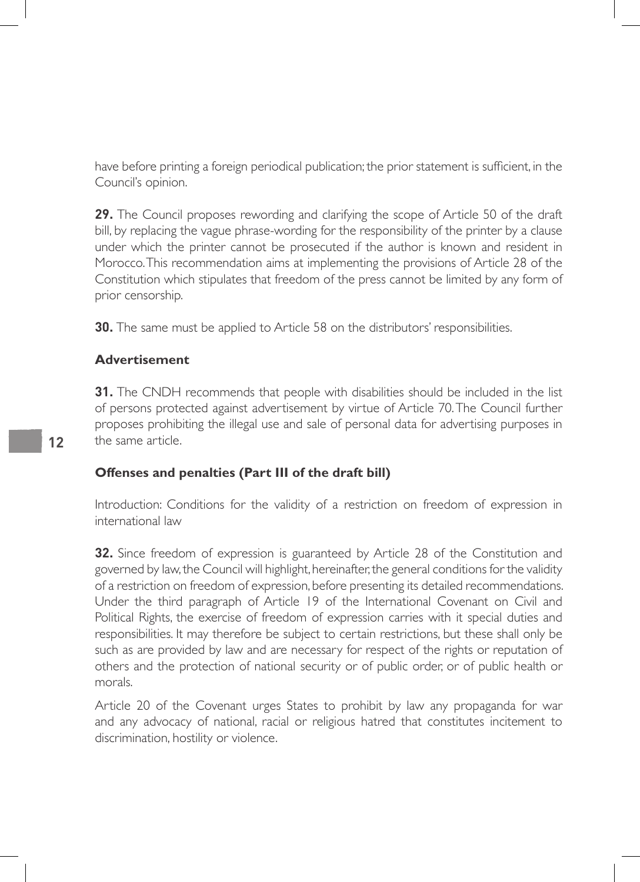have before printing a foreign periodical publication; the prior statement is sufficient, in the Council's opinion.

**29.** The Council proposes rewording and clarifying the scope of Article 50 of the draft bill, by replacing the vague phrase-wording for the responsibility of the printer by a clause under which the printer cannot be prosecuted if the author is known and resident in Morocco. This recommendation aims at implementing the provisions of Article 28 of the Constitution which stipulates that freedom of the press cannot be limited by any form of prior censorship.

**30.** The same must be applied to Article 58 on the distributors' responsibilities.

### Advertisement

**31.** The CNDH recommends that people with disabilities should be included in the list of persons protected against advertisement by virtue of Article 70. The Council further proposes prohibiting the illegal use and sale of personal data for advertising purposes in the same article.

### Offenses and penalties (Part III of the draft bill)

Introduction: Conditions for the validity of a restriction on freedom of expression in international law

**32.** Since freedom of expression is guaranteed by Article 28 of the Constitution and governed by law, the Council will highlight, hereinafter, the general conditions for the validity of a restriction on freedom of expression, before presenting its detailed recommendations. Under the third paragraph of Article 19 of the International Covenant on Civil and Political Rights, the exercise of freedom of expression carries with it special duties and responsibilities. It may therefore be subject to certain restrictions, but these shall only be such as are provided by law and are necessary for respect of the rights or reputation of others and the protection of national security or of public order, or of public health or morals.

Article 20 of the Covenant urges States to prohibit by law any propaganda for war and any advocacy of national, racial or religious hatred that constitutes incitement to discrimination, hostility or violence.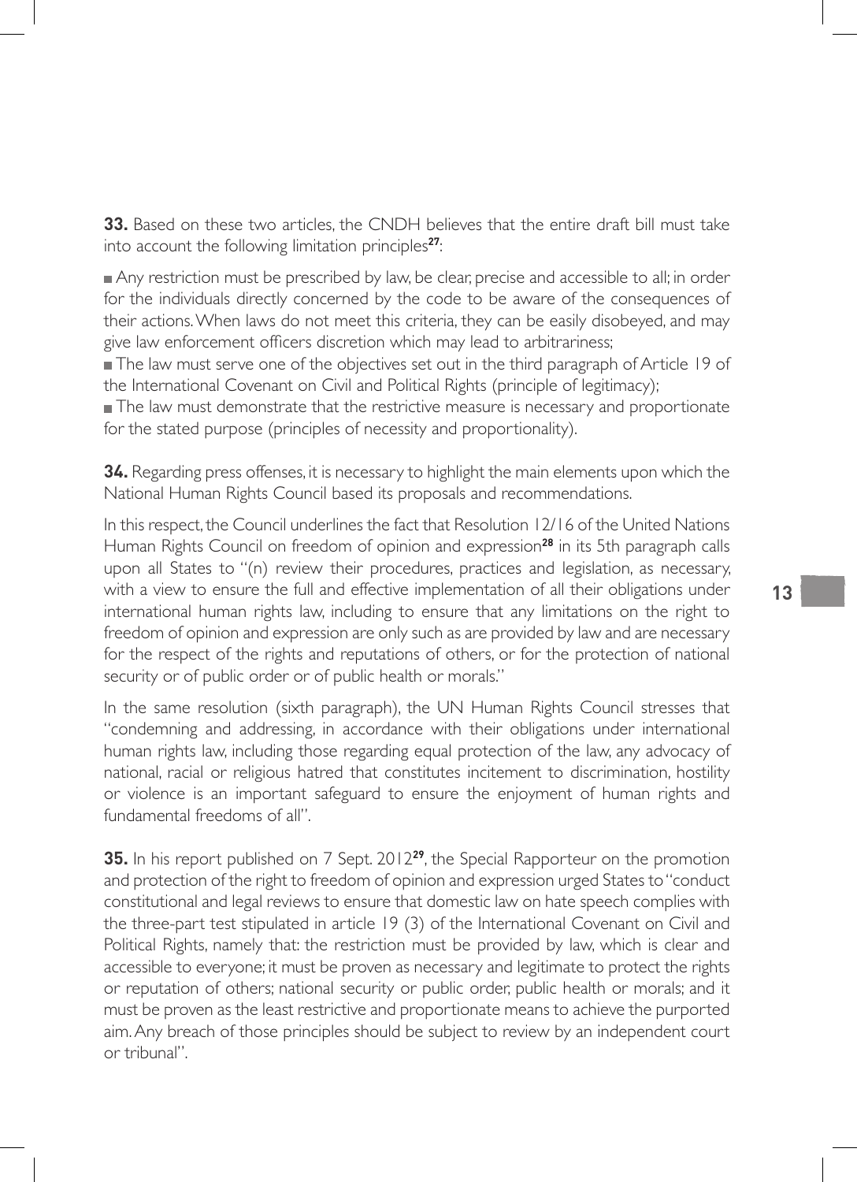**33.** Based on these two articles, the CNDH believes that the entire draft bill must take into account the following limitation principles[27]:

- Any restriction must be prescribed by law, be clear, precise and accessible to all; in order for the individuals directly concerned by the code to be aware of the consequences of their actions. When laws do not meet this criteria, they can be easily disobeyed, and may give law enforcement officers discretion which may lead to arbitrariness;
- The law must serve one of the objectives set out in the third paragraph of Article 19 of the International Covenant on Civil and Political Rights (principle of legitimacy);
- The law must demonstrate that the restrictive measure is necessary and proportionate for the stated purpose (principles of necessity and proportionality).

**34.** Regarding press offenses, it is necessary to highlight the main elements upon which the National Human Rights Council based its proposals and recommendations.

In this respect, the Council underlines the fact that Resolution 12/16 of the United Nations Human Rights Council on freedom of opinion and expression[28] in its 5th paragraph calls upon all States to "(n) review their procedures, practices and legislation, as necessary, with a view to ensure the full and effective implementation of all their obligations under international human rights law, including to ensure that any limitations on the right to freedom of opinion and expression are only such as are provided by law and are necessary for the respect of the rights and reputations of others, or for the protection of national security or of public order or of public health or morals."

In the same resolution (sixth paragraph), the UN Human Rights Council stresses that "condemning and addressing, in accordance with their obligations under international human rights law, including those regarding equal protection of the law, any advocacy of national, racial or religious hatred that constitutes incitement to discrimination, hostility or violence is an important safeguard to ensure the enjoyment of human rights and fundamental freedoms of all".

**35.** In his report published on 7 Sept. 2012[29], the Special Rapporteur on the promotion and protection of the right to freedom of opinion and expression urged States to "conduct constitutional and legal reviews to ensure that domestic law on hate speech complies with the three-part test stipulated in article 19 (3) of the International Covenant on Civil and Political Rights, namely that: the restriction must be provided by law, which is clear and accessible to everyone; it must be proven as necessary and legitimate to protect the rights or reputation of others; national security or public order, public health or morals; and it must be proven as the least restrictive and proportionate means to achieve the purported aim. Any breach of those principles should be subject to review by an independent court or tribunal".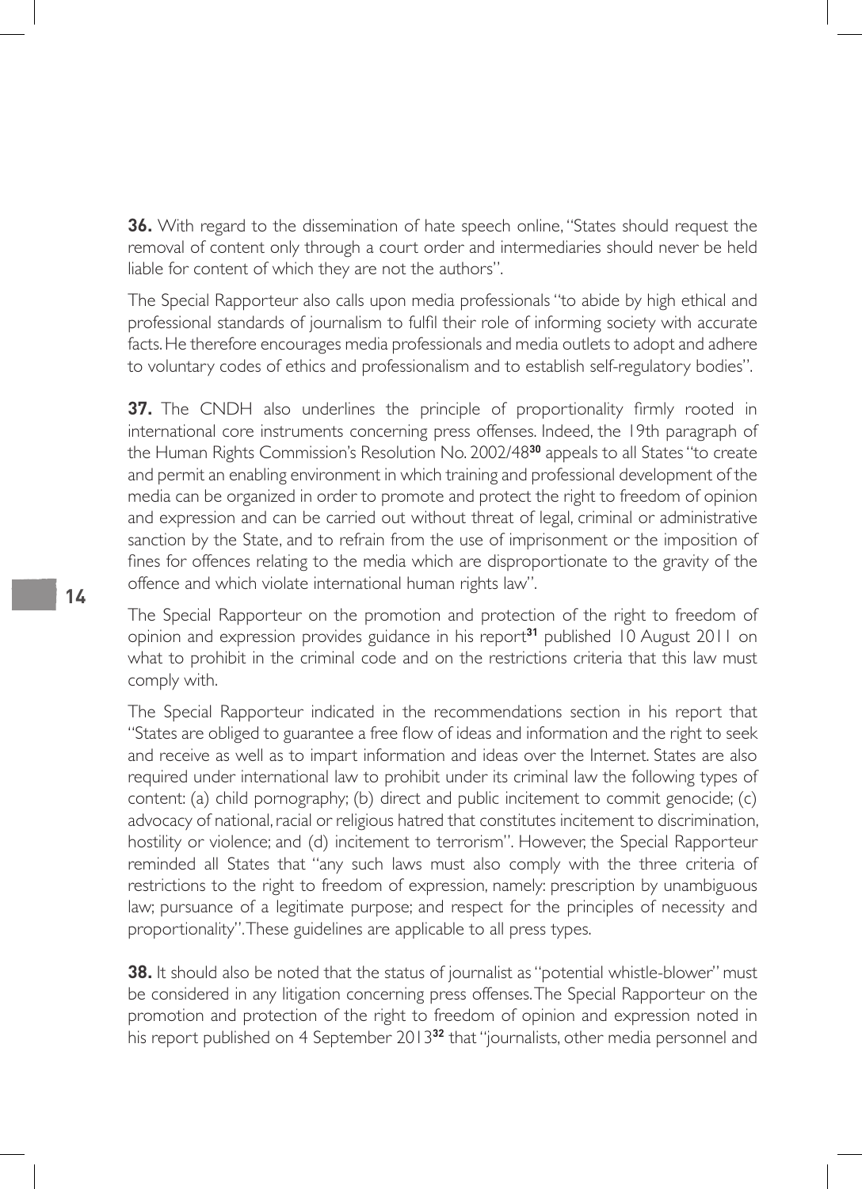**36.** With regard to the dissemination of hate speech online, "States should request the removal of content only through a court order and intermediaries should never be held liable for content of which they are not the authors".

The Special Rapporteur also calls upon media professionals "to abide by high ethical and professional standards of journalism to fulfil their role of informing society with accurate facts. He therefore encourages media professionals and media outlets to adopt and adhere to voluntary codes of ethics and professionalism and to establish self-regulatory bodies".

**37.** The CNDH also underlines the principle of proportionality firmly rooted in international core instruments concerning press offenses. Indeed, the 19th paragraph of the Human Rights Commission's Resolution No. 2002/48[30] appeals to all States "to create and permit an enabling environment in which training and professional development of the media can be organized in order to promote and protect the right to freedom of opinion and expression and can be carried out without threat of legal, criminal or administrative sanction by the State, and to refrain from the use of imprisonment or the imposition of fines for offences relating to the media which are disproportionate to the gravity of the offence and which violate international human rights law".

The Special Rapporteur on the promotion and protection of the right to freedom of opinion and expression provides guidance in his report[31] published 10 August 2011 on what to prohibit in the criminal code and on the restrictions criteria that this law must comply with.

The Special Rapporteur indicated in the recommendations section in his report that "States are obliged to guarantee a free flow of ideas and information and the right to seek and receive as well as to impart information and ideas over the Internet. States are also required under international law to prohibit under its criminal law the following types of content: (a) child pornography; (b) direct and public incitement to commit genocide; (c) advocacy of national, racial or religious hatred that constitutes incitement to discrimination, hostility or violence; and (d) incitement to terrorism". However, the Special Rapporteur reminded all States that "any such laws must also comply with the three criteria of restrictions to the right to freedom of expression, namely: prescription by unambiguous law; pursuance of a legitimate purpose; and respect for the principles of necessity and proportionality". These guidelines are applicable to all press types.

**38.** It should also be noted that the status of journalist as "potential whistle-blower" must be considered in any litigation concerning press offenses. The Special Rapporteur on the promotion and protection of the right to freedom of opinion and expression noted in his report published on 4 September 2013[32] that "journalists, other media personnel and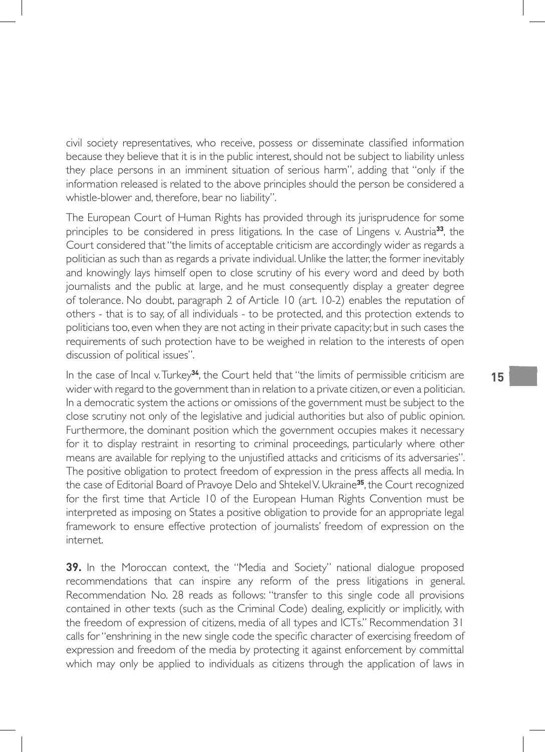civil society representatives, who receive, possess or disseminate classified information because they believe that it is in the public interest, should not be subject to liability unless they place persons in an imminent situation of serious harm", adding that "only if the information released is related to the above principles should the person be considered a whistle-blower and, therefore, bear no liability".

The European Court of Human Rights has provided through its jurisprudence for some principles to be considered in press litigations. In the case of Lingens v. Austria[33], the Court considered that "the limits of acceptable criticism are accordingly wider as regards a politician as such than as regards a private individual. Unlike the latter, the former inevitably and knowingly lays himself open to close scrutiny of his every word and deed by both journalists and the public at large, and he must consequently display a greater degree of tolerance. No doubt, paragraph 2 of Article 10 (art. 10-2) enables the reputation of others - that is to say, of all individuals - to be protected, and this protection extends to politicians too, even when they are not acting in their private capacity; but in such cases the requirements of such protection have to be weighed in relation to the interests of open discussion of political issues".

In the case of Incal v. Turkey[34], the Court held that "the limits of permissible criticism are wider with regard to the government than in relation to a private citizen, or even a politician. In a democratic system the actions or omissions of the government must be subject to the close scrutiny not only of the legislative and judicial authorities but also of public opinion. Furthermore, the dominant position which the government occupies makes it necessary for it to display restraint in resorting to criminal proceedings, particularly where other means are available for replying to the unjustified attacks and criticisms of its adversaries". The positive obligation to protect freedom of expression in the press affects all media. In the case of Editorial Board of Pravoye Delo and Shtekel V. Ukraine[35], the Court recognized for the first time that Article 10 of the European Human Rights Convention must be interpreted as imposing on States a positive obligation to provide for an appropriate legal framework to ensure effective protection of journalists' freedom of expression on the internet.

**39.** In the Moroccan context, the "Media and Society" national dialogue proposed recommendations that can inspire any reform of the press litigations in general. Recommendation No. 28 reads as follows: "transfer to this single code all provisions contained in other texts (such as the Criminal Code) dealing, explicitly or implicitly, with the freedom of expression of citizens, media of all types and ICTs." Recommendation 31 calls for "enshrining in the new single code the specific character of exercising freedom of expression and freedom of the media by protecting it against enforcement by committal which may only be applied to individuals as citizens through the application of laws in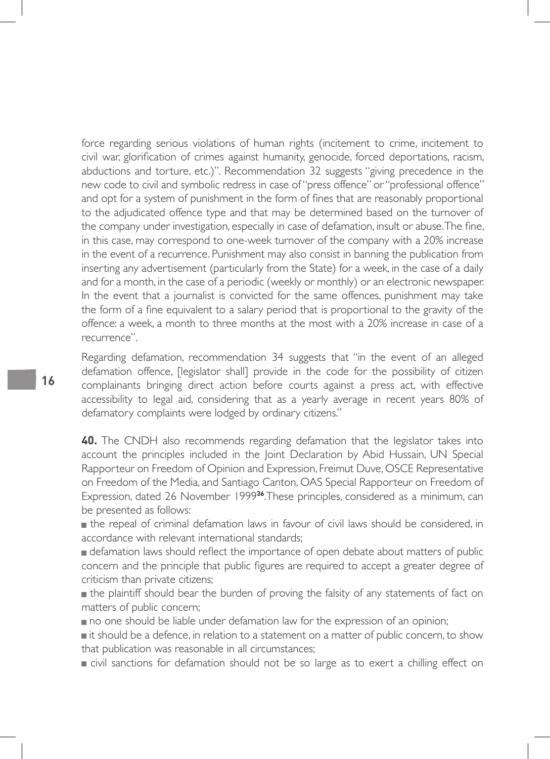force regarding serious violations of human rights (incitement to crime, incitement to civil war, glorification of crimes against humanity, genocide, forced deportations, racism, abductions and torture, etc.)". Recommendation 32 suggests "giving precedence in the new code to civil and symbolic redress in case of "press offence" or "professional offence" and opt for a system of punishment in the form of fines that are reasonably proportional to the adjudicated offence type and that may be determined based on the turnover of the company under investigation, especially in case of defamation, insult or abuse. The fine, in this case, may correspond to one-week turnover of the company with a 20% increase in the event of a recurrence. Punishment may also consist in banning the publication from inserting any advertisement (particularly from the State) for a week, in the case of a daily and for a month, in the case of a periodic (weekly or monthly) or an electronic newspaper. In the event that a journalist is convicted for the same offences, punishment may take the form of a fine equivalent to a salary period that is proportional to the gravity of the offence: a week, a month to three months at the most with a 20% increase in case of a recurrence".

Regarding defamation, recommendation 34 suggests that "in the event of an alleged defamation offence, [legislator shall] provide in the code for the possibility of citizen complainants bringing direct action before courts against a press act, with effective accessibility to legal aid, considering that as a yearly average in recent years 80% of defamatory complaints were lodged by ordinary citizens."

**40.** The CNDH also recommends regarding defamation that the legislator takes into account the principles included in the Joint Declaration by Abid Hussain, UN Special Rapporteur on Freedom of Opinion and Expression, Freimut Duve, OSCE Representative on Freedom of the Media, and Santiago Canton, OAS Special Rapporteur on Freedom of Expression, dated 26 November 1999[36]. These principles, considered as a minimum, can be presented as follows:

- the repeal of criminal defamation laws in favour of civil laws should be considered, in accordance with relevant international standards;
- defamation laws should reflect the importance of open debate about matters of public concern and the principle that public figures are required to accept a greater degree of criticism than private citizens;
- the plaintiff should bear the burden of proving the falsity of any statements of fact on matters of public concern;
- no one should be liable under defamation law for the expression of an opinion;
- it should be a defence, in relation to a statement on a matter of public concern, to show that publication was reasonable in all circumstances;
- civil sanctions for defamation should not be so large as to exert a chilling effect on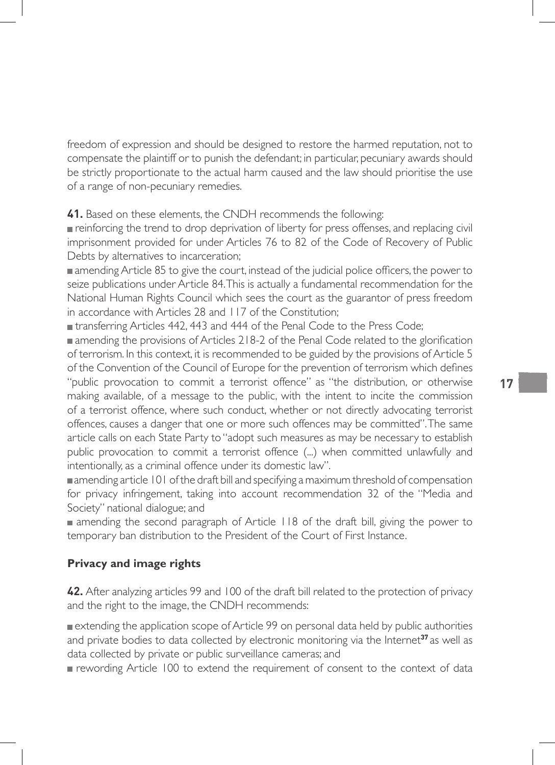freedom of expression and should be designed to restore the harmed reputation, not to compensate the plaintiff or to punish the defendant; in particular, pecuniary awards should be strictly proportionate to the actual harm caused and the law should prioritise the use of a range of non-pecuniary remedies.

**41.** Based on these elements, the CNDH recommends the following:

- reinforcing the trend to drop deprivation of liberty for press offenses, and replacing civil imprisonment provided for under Articles 76 to 82 of the Code of Recovery of Public Debts by alternatives to incarceration;
- amending Article 85 to give the court, instead of the judicial police officers, the power to seize publications under Article 84. This is actually a fundamental recommendation for the National Human Rights Council which sees the court as the guarantor of press freedom in accordance with Articles 28 and 117 of the Constitution;
- transferring Articles 442, 443 and 444 of the Penal Code to the Press Code;
- amending the provisions of Articles 218-2 of the Penal Code related to the glorification of terrorism. In this context, it is recommended to be guided by the provisions of Article 5 of the Convention of the Council of Europe for the prevention of terrorism which defines "public provocation to commit a terrorist offence" as "the distribution, or otherwise making available, of a message to the public, with the intent to incite the commission of a terrorist offence, where such conduct, whether or not directly advocating terrorist offences, causes a danger that one or more such offences may be committed". The same article calls on each State Party to "adopt such measures as may be necessary to establish public provocation to commit a terrorist offence (...) when committed unlawfully and intentionally, as a criminal offence under its domestic law".
- amending article 101 of the draft bill and specifying a maximum threshold of compensation for privacy infringement, taking into account recommendation 32 of the "Media and Society" national dialogue; and
- amending the second paragraph of Article 118 of the draft bill, giving the power to temporary ban distribution to the President of the Court of First Instance.

**Privacy and image rights**

**42.** After analyzing articles 99 and 100 of the draft bill related to the protection of privacy and the right to the image, the CNDH recommends:

- extending the application scope of Article 99 on personal data held by public authorities and private bodies to data collected by electronic monitoring via the Internet[37] as well as data collected by private or public surveillance cameras; and
- rewording Article 100 to extend the requirement of consent to the context of data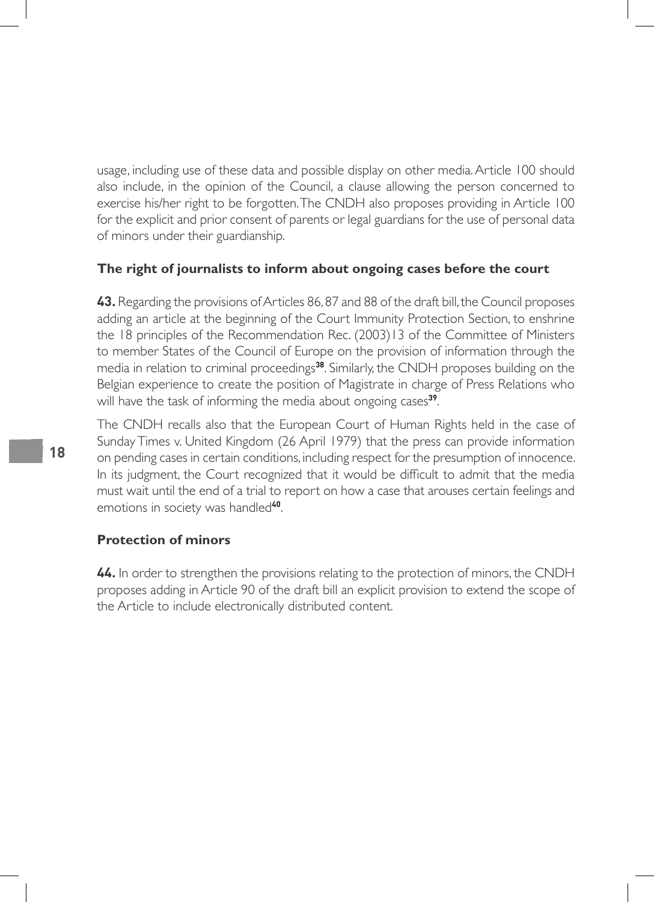usage, including use of these data and possible display on other media. Article 100 should also include, in the opinion of the Council, a clause allowing the person concerned to exercise his/her right to be forgotten. The CNDH also proposes providing in Article 100 for the explicit and prior consent of parents or legal guardians for the use of personal data of minors under their guardianship.

### The right of journalists to inform about ongoing cases before the court

**43.** Regarding the provisions of Articles 86, 87 and 88 of the draft bill, the Council proposes adding an article at the beginning of the Court Immunity Protection Section, to enshrine the 18 principles of the Recommendation Rec. (2003)13 of the Committee of Ministers to member States of the Council of Europe on the provision of information through the media in relation to criminal proceedings[38]. Similarly, the CNDH proposes building on the Belgian experience to create the position of Magistrate in charge of Press Relations who will have the task of informing the media about ongoing cases[39].

The CNDH recalls also that the European Court of Human Rights held in the case of Sunday Times v. United Kingdom (26 April 1979) that the press can provide information on pending cases in certain conditions, including respect for the presumption of innocence. In its judgment, the Court recognized that it would be difficult to admit that the media must wait until the end of a trial to report on how a case that arouses certain feelings and emotions in society was handled[40].

### Protection of minors

**44.** In order to strengthen the provisions relating to the protection of minors, the CNDH proposes adding in Article 90 of the draft bill an explicit provision to extend the scope of the Article to include electronically distributed content.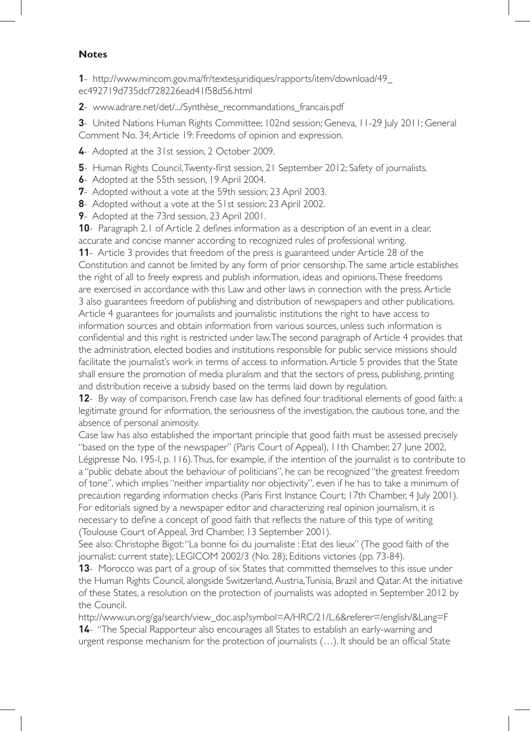**Notes**

**1**- http://www.mincom.gov.ma/fr/textesjuridiques/rapports/item/download/49_ec492719d735dcf728226ead41f58d56.html

**2**- www.adrare.net/det/.../Synthèse_recommandations_francais.pdf

**3**- United Nations Human Rights Committee; 102nd session; Geneva, 11-29 July 2011; General Comment No. 34; Article 19: Freedoms of opinion and expression.

**4**- Adopted at the 31st session, 2 October 2009.

**5**- Human Rights Council, Twenty-first session, 21 September 2012; Safety of journalists.

**6**- Adopted at the 55th session, 19 April 2004.

**7**- Adopted without a vote at the 59th session; 23 April 2003.

**8**- Adopted without a vote at the 51st session; 23 April 2002.

**9**- Adopted at the 73rd session, 23 April 2001.

**10**- Paragraph 2.1 of Article 2 defines information as a description of an event in a clear, accurate and concise manner according to recognized rules of professional writing.

**11**- Article 3 provides that freedom of the press is guaranteed under Article 28 of the Constitution and cannot be limited by any form of prior censorship. The same article establishes the right of all to freely express and publish information, ideas and opinions. These freedoms are exercised in accordance with this Law and other laws in connection with the press. Article 3 also guarantees freedom of publishing and distribution of newspapers and other publications. Article 4 guarantees for journalists and journalistic institutions the right to have access to information sources and obtain information from various sources, unless such information is confidential and this right is restricted under law. The second paragraph of Article 4 provides that the administration, elected bodies and institutions responsible for public service missions should facilitate the journalist's work in terms of access to information. Article 5 provides that the State shall ensure the promotion of media pluralism and that the sectors of press, publishing, printing and distribution receive a subsidy based on the terms laid down by regulation.

**12**- By way of comparison, French case law has defined four traditional elements of good faith: a legitimate ground for information, the seriousness of the investigation, the cautious tone, and the absence of personal animosity.

Case law has also established the important principle that good faith must be assessed precisely "based on the type of the newspaper" (Paris Court of Appeal), 11th Chamber, 27 June 2002, Légipresse No. 195-I, p. 116). Thus, for example, if the intention of the journalist is to contribute to a "public debate about the behaviour of politicians", he can be recognized "the greatest freedom of tone", which implies "neither impartiality nor objectivity", even if he has to take a minimum of precaution regarding information checks (Paris First Instance Court; 17th Chamber, 4 July 2001). For editorials signed by a newspaper editor and characterizing real opinion journalism, it is necessary to define a concept of good faith that reflects the nature of this type of writing (Toulouse Court of Appeal, 3rd Chamber, 13 September 2001).

See also: Christophe Bigot: "La bonne foi du journaliste : Etat des lieux" (The good faith of the journalist: current state); LEGICOM 2002/3 (No. 28); Editions victories (pp. 73-84).

**13**- Morocco was part of a group of six States that committed themselves to this issue under the Human Rights Council, alongside Switzerland, Austria, Tunisia, Brazil and Qatar. At the initiative of these States, a resolution on the protection of journalists was adopted in September 2012 by the Council.

http://www.un.org/ga/search/view_doc.asp?symbol=A/HRC/21/L.6&referer=/english/&Lang=F

**14**- "The Special Rapporteur also encourages all States to establish an early-warning and urgent response mechanism for the protection of journalists (…). It should be an official State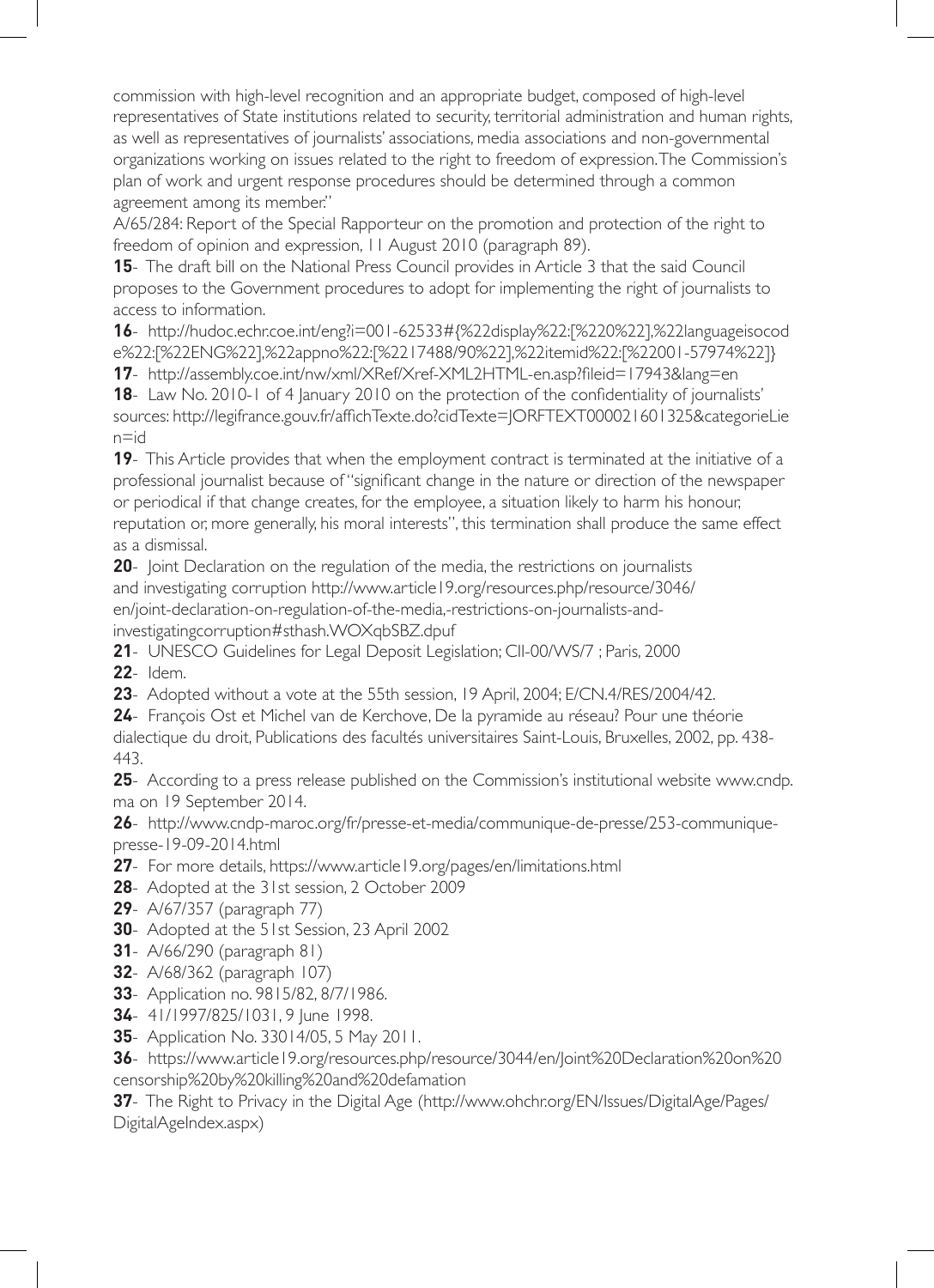commission with high-level recognition and an appropriate budget, composed of high-level representatives of State institutions related to security, territorial administration and human rights, as well as representatives of journalists' associations, media associations and non-governmental organizations working on issues related to the right to freedom of expression. The Commission's plan of work and urgent response procedures should be determined through a common agreement among its member."

A/65/284: Report of the Special Rapporteur on the promotion and protection of the right to freedom of opinion and expression, 11 August 2010 (paragraph 89).

**15**- The draft bill on the National Press Council provides in Article 3 that the said Council proposes to the Government procedures to adopt for implementing the right of journalists to access to information.

**16**- http://hudoc.echr.coe.int/eng?i=001-62533#{%22display%22:[%220%22],%22languageisocode%22:[%22ENG%22],%22appno%22:[%2217488/90%22],%22itemid%22:[%22001-57974%22]}

**17**- http://assembly.coe.int/nw/xml/XRef/Xref-XML2HTML-en.asp?fileid=17943&lang=en

**18**- Law No. 2010-1 of 4 January 2010 on the protection of the confidentiality of journalists' sources: http://legifrance.gouv.fr/affichTexte.do?cidTexte=JORFTEXT000021601325&categorieLien=id

**19**- This Article provides that when the employment contract is terminated at the initiative of a professional journalist because of "significant change in the nature or direction of the newspaper or periodical if that change creates, for the employee, a situation likely to harm his honour, reputation or, more generally, his moral interests", this termination shall produce the same effect as a dismissal.

**20**- Joint Declaration on the regulation of the media, the restrictions on journalists and investigating corruption http://www.article19.org/resources.php/resource/3046/en/joint-declaration-on-regulation-of-the-media,-restrictions-on-journalists-and-investigatingcorruption#sthash.WOXqbSBZ.dpuf

**21**- UNESCO Guidelines for Legal Deposit Legislation; CII-00/WS/7 ; Paris, 2000

**22**- Idem.

**23**- Adopted without a vote at the 55th session, 19 April, 2004; E/CN.4/RES/2004/42.

**24**- François Ost et Michel van de Kerchove, De la pyramide au réseau? Pour une théorie dialectique du droit, Publications des facultés universitaires Saint-Louis, Bruxelles, 2002, pp. 438-443.

**25**- According to a press release published on the Commission's institutional website www.cndp.ma on 19 September 2014.

**26**- http://www.cndp-maroc.org/fr/presse-et-media/communique-de-presse/253-communique-presse-19-09-2014.html

**27**- For more details, https://www.article19.org/pages/en/limitations.html

**28**- Adopted at the 31st session, 2 October 2009

**29**- A/67/357 (paragraph 77)

**30**- Adopted at the 51st Session, 23 April 2002

**31**- A/66/290 (paragraph 81)

**32**- A/68/362 (paragraph 107)

**33**- Application no. 9815/82, 8/7/1986.

**34**- 41/1997/825/1031, 9 June 1998.

**35**- Application No. 33014/05, 5 May 2011.

**36**- https://www.article19.org/resources.php/resource/3044/en/Joint%20Declaration%20on%20censorship%20by%20killing%20and%20defamation

**37**- The Right to Privacy in the Digital Age (http://www.ohchr.org/EN/Issues/DigitalAge/Pages/DigitalAgeIndex.aspx)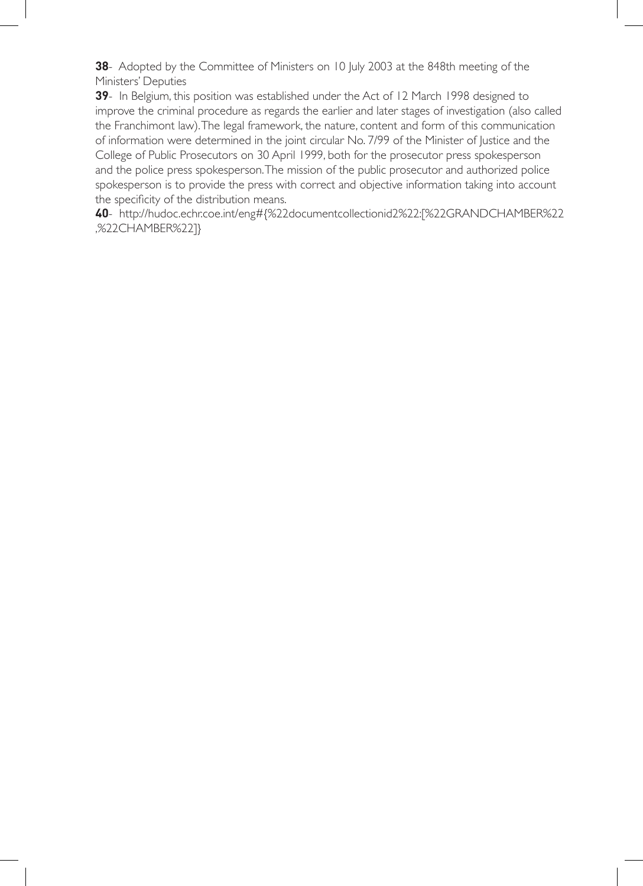**38**- Adopted by the Committee of Ministers on 10 July 2003 at the 848th meeting of the Ministers' Deputies

**39**- In Belgium, this position was established under the Act of 12 March 1998 designed to improve the criminal procedure as regards the earlier and later stages of investigation (also called the Franchimont law). The legal framework, the nature, content and form of this communication of information were determined in the joint circular No. 7/99 of the Minister of Justice and the College of Public Prosecutors on 30 April 1999, both for the prosecutor press spokesperson and the police press spokesperson. The mission of the public prosecutor and authorized police spokesperson is to provide the press with correct and objective information taking into account the specificity of the distribution means.

**40**- http://hudoc.echr.coe.int/eng#{%22documentcollectionid2%22:[%22GRANDCHAMBER%22,%22CHAMBER%22]}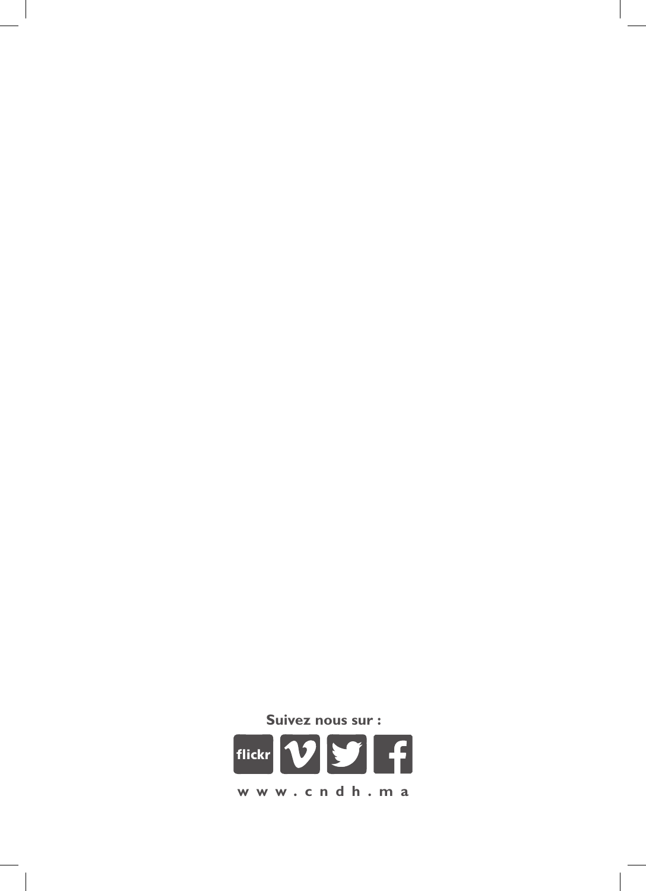**Suivez nous sur :**

flickr

w w w . c n d h . m a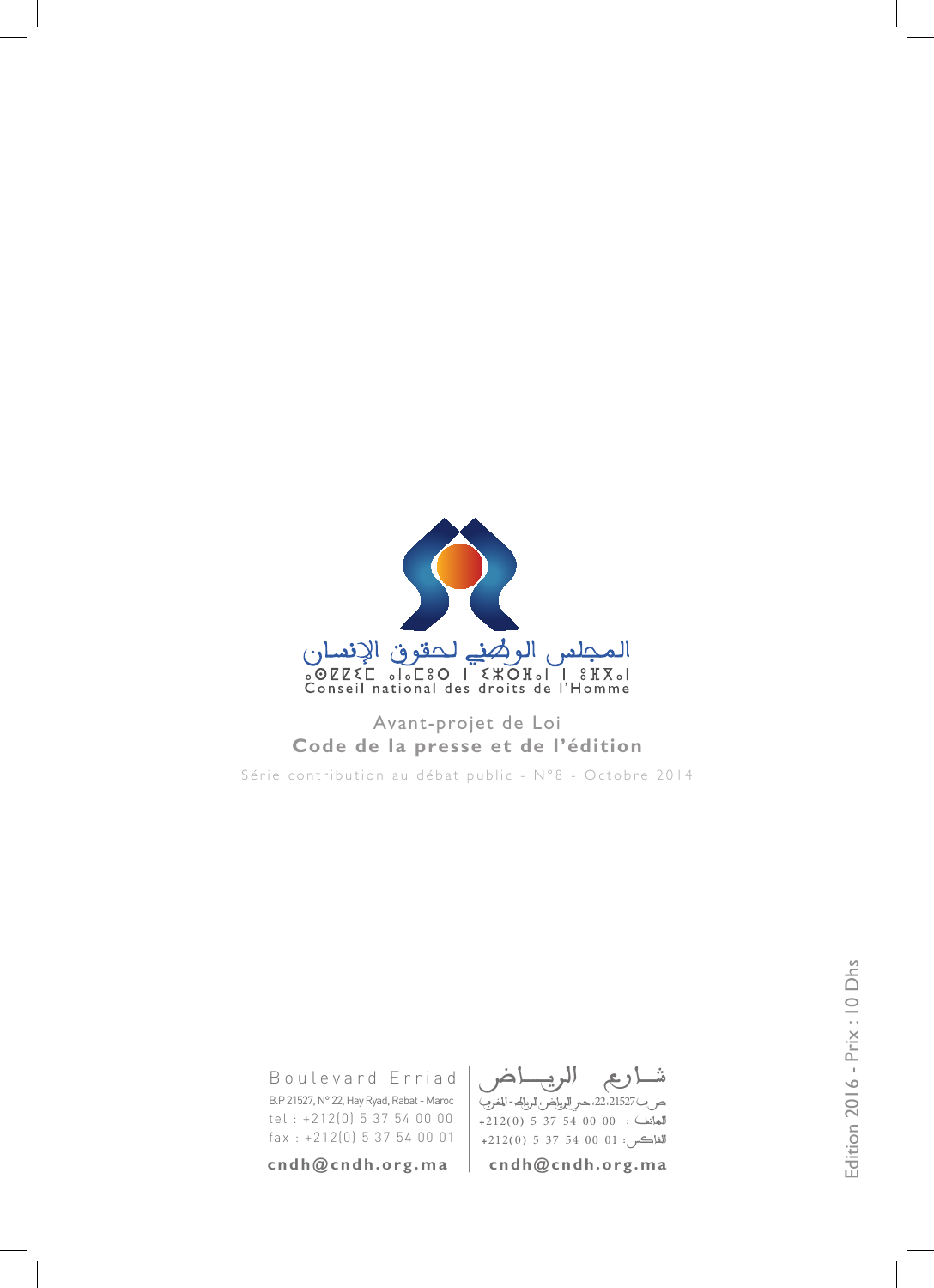المجلس الوطني لحقوق الإنسان

ⴰⵙⵏⵉⵍⵎ ⴰⵏⴰⵎⵓⵔ ⵏ ⵉⵣⵔⴼⴰⵏ ⵏ ⵓⴼⴳⴰⵏ

Conseil national des droits de l'Homme

Avant-projet de Loi

**Code de la presse et de l'édition**

Série contribution au débat public - N°8 - Octobre 2014

Boulevard Erriad

B.P 21527, N° 22, Hay Ryad, Rabat - Maroc

tel : +212(0) 5 37 54 00 00

fax : +212(0) 5 37 54 00 01

**cndh@cndh.org.ma**

شارع الرياض

ص ب 21527، 22، حي الرياض، الرباط - المغرب

الهاتف : 00 00 54 37 5 (0)212+

الفاكس : 01 00 54 37 5 (0)212+

**cndh@cndh.org.ma**

Edition 2016 - Prix : 10 Dhs